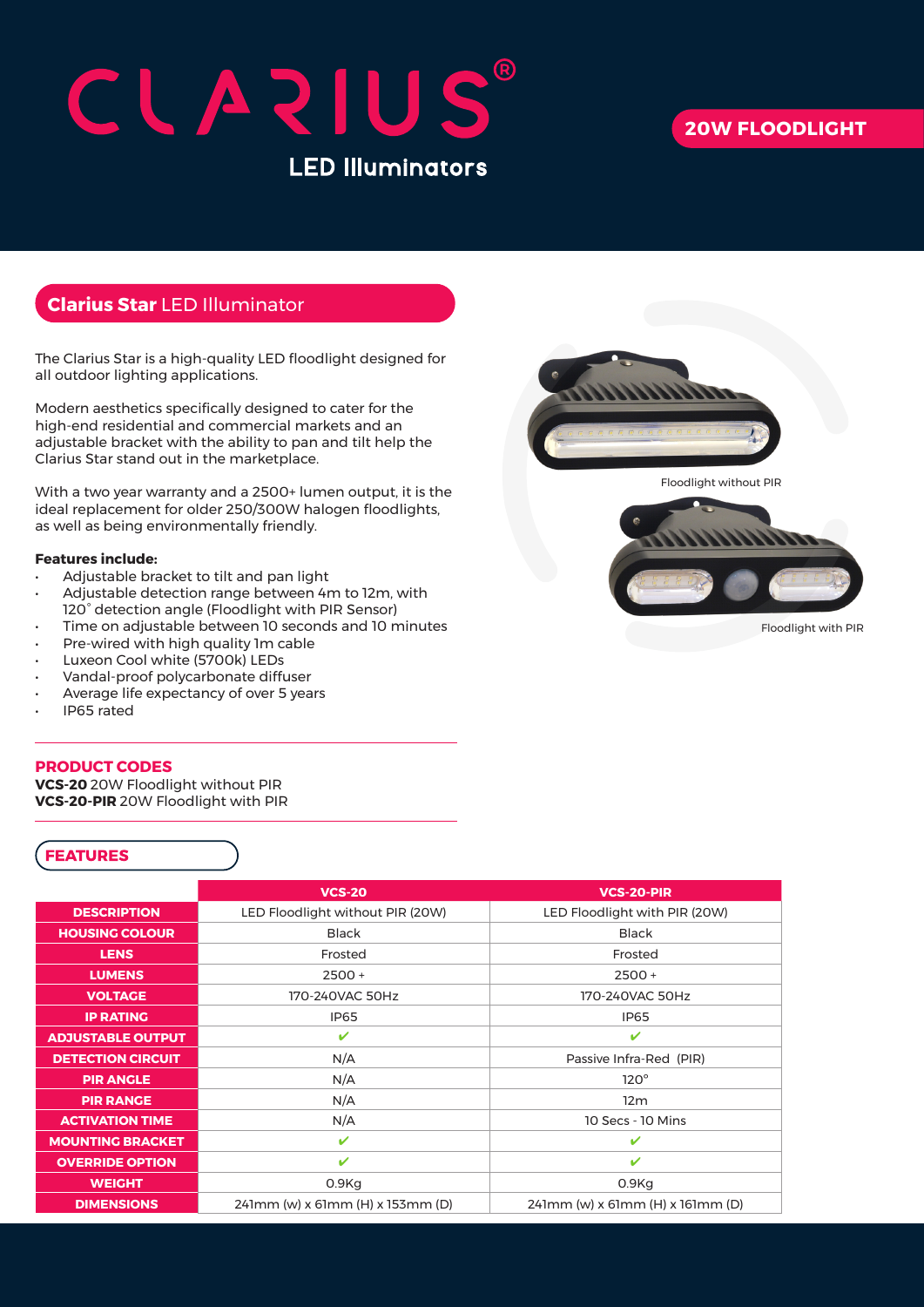# CLARIUS®

LED Illuminators

**20W FLOODLIGHT**

## Clarius Star LED Illuminator

The Clarius Star is a high-quality LED floodlight designed for all outdoor lighting applications.

Modern aesthetics specifically designed to cater for the high-end residential and commercial markets and an adjustable bracket with the ability to pan and tilt help the Clarius Star stand out in the marketplace.

With a two year warranty and a 2500+ lumen output, it is the ideal replacement for older 250/300W halogen floodlights, as well as being environmentally friendly.

**Features include:**

- Adjustable bracket to tilt and pan light
- Adjustable detection range between 4m to 12m, with 120° detection angle (Floodlight with PIR Sensor)
- Time on adjustable between 10 seconds and 10 minutes
- Pre-wired with high quality 1m cable
- Luxeon Cool white (5700k) LEDs
- Vandal-proof polycarbonate diffuser
- Average life expectancy of over 5 years
- IP65 rated

Floodlight without PIR

Floodlight with PIR

### PRODUCT CODES

**VCS-20** 20W Floodlight without PIR
**VCS-20-PIR** 20W Floodlight with PIR

### FEATURES

| | VCS-20 | VCS-20-PIR |
|---|---|---|
| DESCRIPTION | LED Floodlight without PIR (20W) | LED Floodlight with PIR (20W) |
| HOUSING COLOUR | Black | Black |
| LENS | Frosted | Frosted |
| LUMENS | 2500 + | 2500 + |
| VOLTAGE | 170-240VAC 50Hz | 170-240VAC 50Hz |
| IP RATING | IP65 | IP65 |
| ADJUSTABLE OUTPUT | ✔ | ✔ |
| DETECTION CIRCUIT | N/A | Passive Infra-Red (PIR) |
| PIR ANGLE | N/A | 120° |
| PIR RANGE | N/A | 12m |
| ACTIVATION TIME | N/A | 10 Secs - 10 Mins |
| MOUNTING BRACKET | ✔ | ✔ |
| OVERRIDE OPTION | ✔ | ✔ |
| WEIGHT | 0.9Kg | 0.9Kg |
| DIMENSIONS | 241mm (w) x 61mm (H) x 153mm (D) | 241mm (w) x 61mm (H) x 161mm (D) |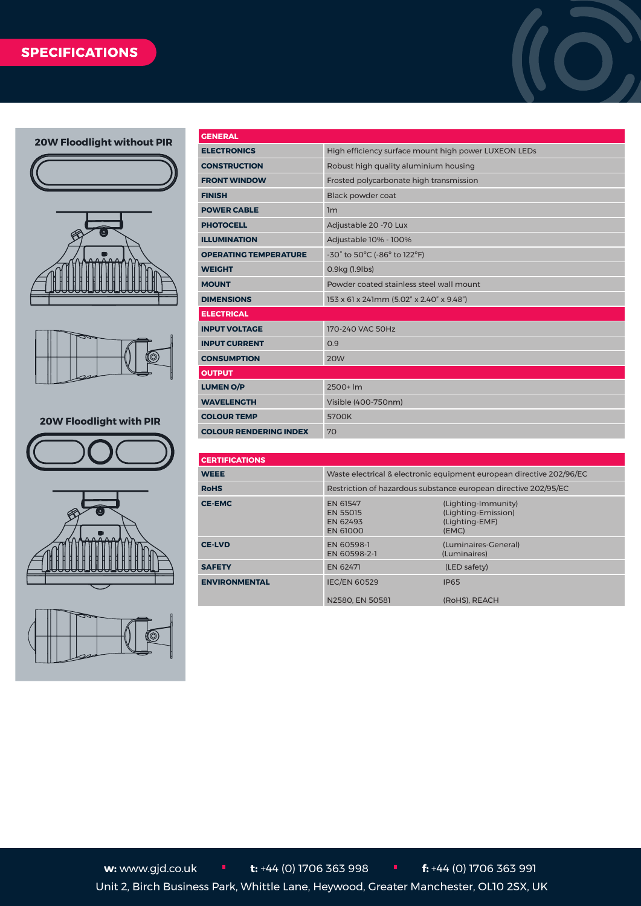# SPECIFICATIONS

**20W Floodlight without PIR**

**20W Floodlight with PIR**

| GENERAL | |
|---|---|
| **ELECTRONICS** | High efficiency surface mount high power LUXEON LEDs |
| **CONSTRUCTION** | Robust high quality aluminium housing |
| **FRONT WINDOW** | Frosted polycarbonate high transmission |
| **FINISH** | Black powder coat |
| **POWER CABLE** | 1m |
| **PHOTOCELL** | Adjustable 20 -70 Lux |
| **ILLUMINATION** | Adjustable 10% - 100% |
| **OPERATING TEMPERATURE** | -30° to 50°C (-86° to 122°F) |
| **WEIGHT** | 0.9kg (1.9lbs) |
| **MOUNT** | Powder coated stainless steel wall mount |
| **DIMENSIONS** | 153 x 61 x 241mm (5.02" x 2.40" x 9.48") |
| **ELECTRICAL** | |
| **INPUT VOLTAGE** | 170-240 VAC 50Hz |
| **INPUT CURRENT** | 0.9 |
| **CONSUMPTION** | 20W |
| **OUTPUT** | |
| **LUMEN O/P** | 2500+ lm |
| **WAVELENGTH** | Visible (400-750nm) |
| **COLOUR TEMP** | 5700K |
| **COLOUR RENDERING INDEX** | 70 |

| CERTIFICATIONS | | |
|---|---|---|
| **WEEE** | Waste electrical & electronic equipment european directive 202/96/EC | |
| **RoHS** | Restriction of hazardous substance european directive 202/95/EC | |
| **CE-EMC** | EN 61547<br>EN 55015<br>EN 62493<br>EN 61000 | (Lighting-Immunity)<br>(Lighting-Emission)<br>(Lighting-EMF)<br>(EMC) |
| **CE-LVD** | EN 60598-1<br>EN 60598-2-1 | (Luminaires-General)<br>(Luminaires) |
| **SAFETY** | EN 62471 | (LED safety) |
| **ENVIRONMENTAL** | IEC/EN 60529<br>N2580, EN 50581 | IP65<br>(RoHS), REACH |

**w:** www.gjd.co.uk **t:** +44 (0) 1706 363 998 **f:** +44 (0) 1706 363 991
Unit 2, Birch Business Park, Whittle Lane, Heywood, Greater Manchester, OL10 2SX, UK